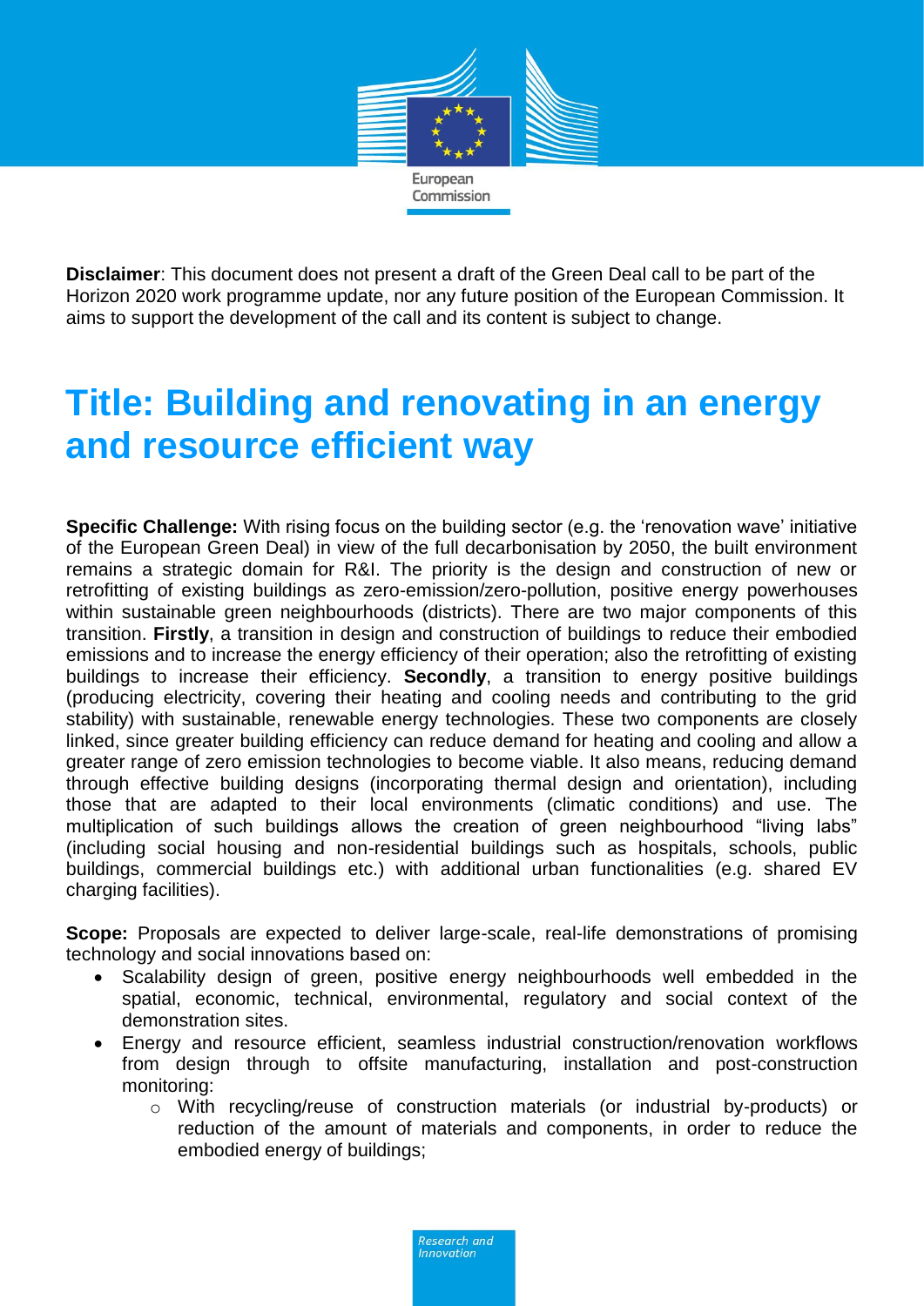**Disclaimer**: This document does not present a draft of the Green Deal call to be part of the Horizon 2020 work programme update, nor any future position of the European Commission. It aims to support the development of the call and its content is subject to change.

# Title: Building and renovating in an energy and resource efficient way

**Specific Challenge:** With rising focus on the building sector (e.g. the 'renovation wave' initiative of the European Green Deal) in view of the full decarbonisation by 2050, the built environment remains a strategic domain for R&I. The priority is the design and construction of new or retrofitting of existing buildings as zero-emission/zero-pollution, positive energy powerhouses within sustainable green neighbourhoods (districts). There are two major components of this transition. **Firstly**, a transition in design and construction of buildings to reduce their embodied emissions and to increase the energy efficiency of their operation; also the retrofitting of existing buildings to increase their efficiency. **Secondly**, a transition to energy positive buildings (producing electricity, covering their heating and cooling needs and contributing to the grid stability) with sustainable, renewable energy technologies. These two components are closely linked, since greater building efficiency can reduce demand for heating and cooling and allow a greater range of zero emission technologies to become viable. It also means, reducing demand through effective building designs (incorporating thermal design and orientation), including those that are adapted to their local environments (climatic conditions) and use. The multiplication of such buildings allows the creation of green neighbourhood "living labs" (including social housing and non-residential buildings such as hospitals, schools, public buildings, commercial buildings etc.) with additional urban functionalities (e.g. shared EV charging facilities).

**Scope:** Proposals are expected to deliver large-scale, real-life demonstrations of promising technology and social innovations based on:

- Scalability design of green, positive energy neighbourhoods well embedded in the spatial, economic, technical, environmental, regulatory and social context of the demonstration sites.
- Energy and resource efficient, seamless industrial construction/renovation workflows from design through to offsite manufacturing, installation and post-construction monitoring:
  - With recycling/reuse of construction materials (or industrial by-products) or reduction of the amount of materials and components, in order to reduce the embodied energy of buildings;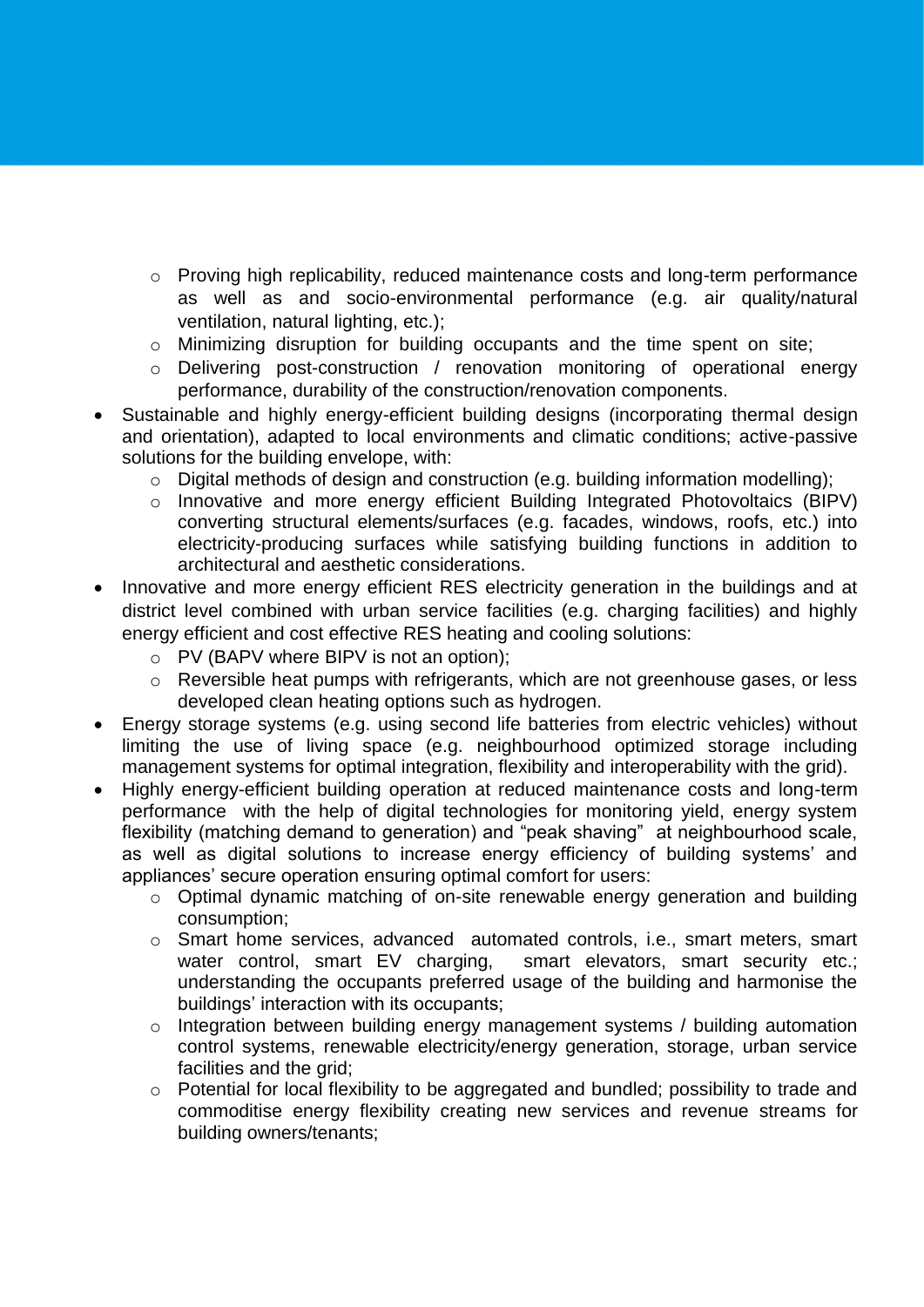- Proving high replicability, reduced maintenance costs and long-term performance as well as and socio-environmental performance (e.g. air quality/natural ventilation, natural lighting, etc.);
    - Minimizing disruption for building occupants and the time spent on site;
    - Delivering post-construction / renovation monitoring of operational energy performance, durability of the construction/renovation components.
- Sustainable and highly energy-efficient building designs (incorporating thermal design and orientation), adapted to local environments and climatic conditions; active-passive solutions for the building envelope, with:
    - Digital methods of design and construction (e.g. building information modelling);
    - Innovative and more energy efficient Building Integrated Photovoltaics (BIPV) converting structural elements/surfaces (e.g. facades, windows, roofs, etc.) into electricity-producing surfaces while satisfying building functions in addition to architectural and aesthetic considerations.
- Innovative and more energy efficient RES electricity generation in the buildings and at district level combined with urban service facilities (e.g. charging facilities) and highly energy efficient and cost effective RES heating and cooling solutions:
    - PV (BAPV where BIPV is not an option);
    - Reversible heat pumps with refrigerants, which are not greenhouse gases, or less developed clean heating options such as hydrogen.
- Energy storage systems (e.g. using second life batteries from electric vehicles) without limiting the use of living space (e.g. neighbourhood optimized storage including management systems for optimal integration, flexibility and interoperability with the grid).
- Highly energy-efficient building operation at reduced maintenance costs and long-term performance with the help of digital technologies for monitoring yield, energy system flexibility (matching demand to generation) and "peak shaving" at neighbourhood scale, as well as digital solutions to increase energy efficiency of building systems' and appliances' secure operation ensuring optimal comfort for users:
    - Optimal dynamic matching of on-site renewable energy generation and building consumption;
    - Smart home services, advanced automated controls, i.e., smart meters, smart water control, smart EV charging, smart elevators, smart security etc.; understanding the occupants preferred usage of the building and harmonise the buildings' interaction with its occupants;
    - Integration between building energy management systems / building automation control systems, renewable electricity/energy generation, storage, urban service facilities and the grid;
    - Potential for local flexibility to be aggregated and bundled; possibility to trade and commoditise energy flexibility creating new services and revenue streams for building owners/tenants;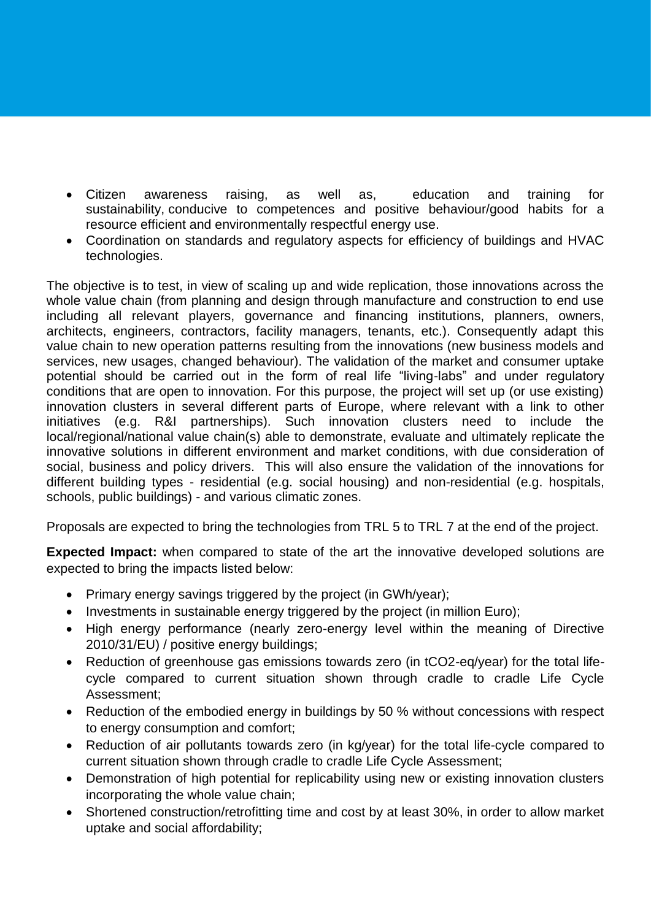- Citizen awareness raising, as well as, education and training for sustainability, conducive to competences and positive behaviour/good habits for a resource efficient and environmentally respectful energy use.
- Coordination on standards and regulatory aspects for efficiency of buildings and HVAC technologies.

The objective is to test, in view of scaling up and wide replication, those innovations across the whole value chain (from planning and design through manufacture and construction to end use including all relevant players, governance and financing institutions, planners, owners, architects, engineers, contractors, facility managers, tenants, etc.). Consequently adapt this value chain to new operation patterns resulting from the innovations (new business models and services, new usages, changed behaviour). The validation of the market and consumer uptake potential should be carried out in the form of real life "living-labs" and under regulatory conditions that are open to innovation. For this purpose, the project will set up (or use existing) innovation clusters in several different parts of Europe, where relevant with a link to other initiatives (e.g. R&I partnerships). Such innovation clusters need to include the local/regional/national value chain(s) able to demonstrate, evaluate and ultimately replicate the innovative solutions in different environment and market conditions, with due consideration of social, business and policy drivers. This will also ensure the validation of the innovations for different building types - residential (e.g. social housing) and non-residential (e.g. hospitals, schools, public buildings) - and various climatic zones.

Proposals are expected to bring the technologies from TRL 5 to TRL 7 at the end of the project.

**Expected Impact:** when compared to state of the art the innovative developed solutions are expected to bring the impacts listed below:

- Primary energy savings triggered by the project (in GWh/year);
- Investments in sustainable energy triggered by the project (in million Euro);
- High energy performance (nearly zero-energy level within the meaning of Directive 2010/31/EU) / positive energy buildings;
- Reduction of greenhouse gas emissions towards zero (in $tCO_2$-eq/year) for the total life-cycle compared to current situation shown through cradle to cradle Life Cycle Assessment;
- Reduction of the embodied energy in buildings by 50 % without concessions with respect to energy consumption and comfort;
- Reduction of air pollutants towards zero (in kg/year) for the total life-cycle compared to current situation shown through cradle to cradle Life Cycle Assessment;
- Demonstration of high potential for replicability using new or existing innovation clusters incorporating the whole value chain;
- Shortened construction/retrofitting time and cost by at least 30%, in order to allow market uptake and social affordability;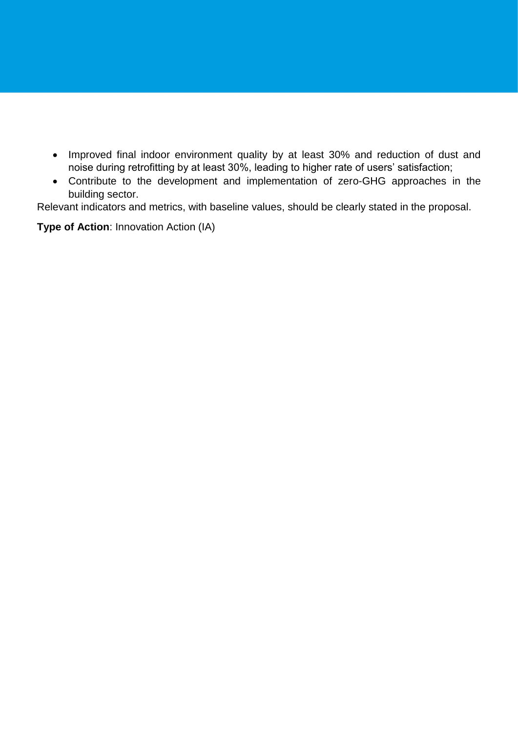- Improved final indoor environment quality by at least 30% and reduction of dust and noise during retrofitting by at least 30%, leading to higher rate of users' satisfaction;
- Contribute to the development and implementation of zero-GHG approaches in the building sector.

Relevant indicators and metrics, with baseline values, should be clearly stated in the proposal.

**Type of Action**: Innovation Action (IA)